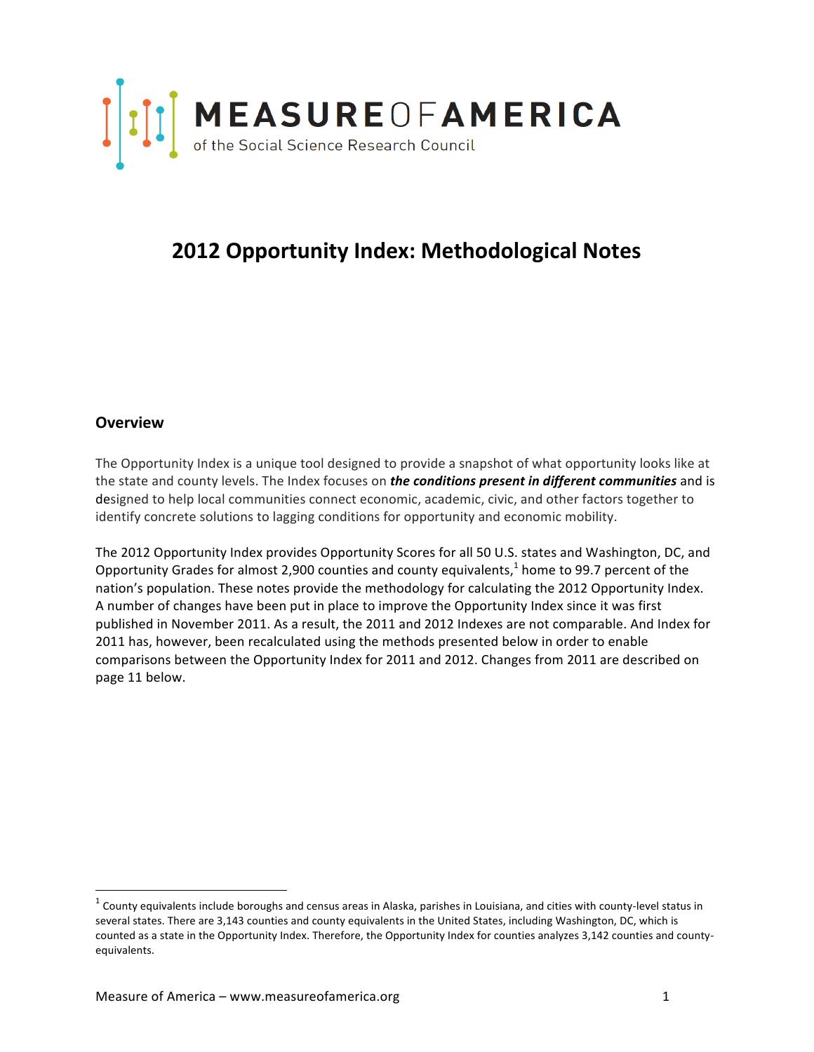MEASURE OF AMERICA

of the Social Science Research Council

# 2012 Opportunity Index: Methodological Notes

## Overview

The Opportunity Index is a unique tool designed to provide a snapshot of what opportunity looks like at the state and county levels. The Index focuses on ***the conditions present in different communities*** and is designed to help local communities connect economic, academic, civic, and other factors together to identify concrete solutions to lagging conditions for opportunity and economic mobility.

The 2012 Opportunity Index provides Opportunity Scores for all 50 U.S. states and Washington, DC, and Opportunity Grades for almost 2,900 counties and county equivalents,[1] home to 99.7 percent of the nation's population. These notes provide the methodology for calculating the 2012 Opportunity Index. A number of changes have been put in place to improve the Opportunity Index since it was first published in November 2011. As a result, the 2011 and 2012 Indexes are not comparable. And Index for 2011 has, however, been recalculated using the methods presented below in order to enable comparisons between the Opportunity Index for 2011 and 2012. Changes from 2011 are described on page 11 below.

[1] County equivalents include boroughs and census areas in Alaska, parishes in Louisiana, and cities with county-level status in several states. There are 3,143 counties and county equivalents in the United States, including Washington, DC, which is counted as a state in the Opportunity Index. Therefore, the Opportunity Index for counties analyzes 3,142 counties and county-equivalents.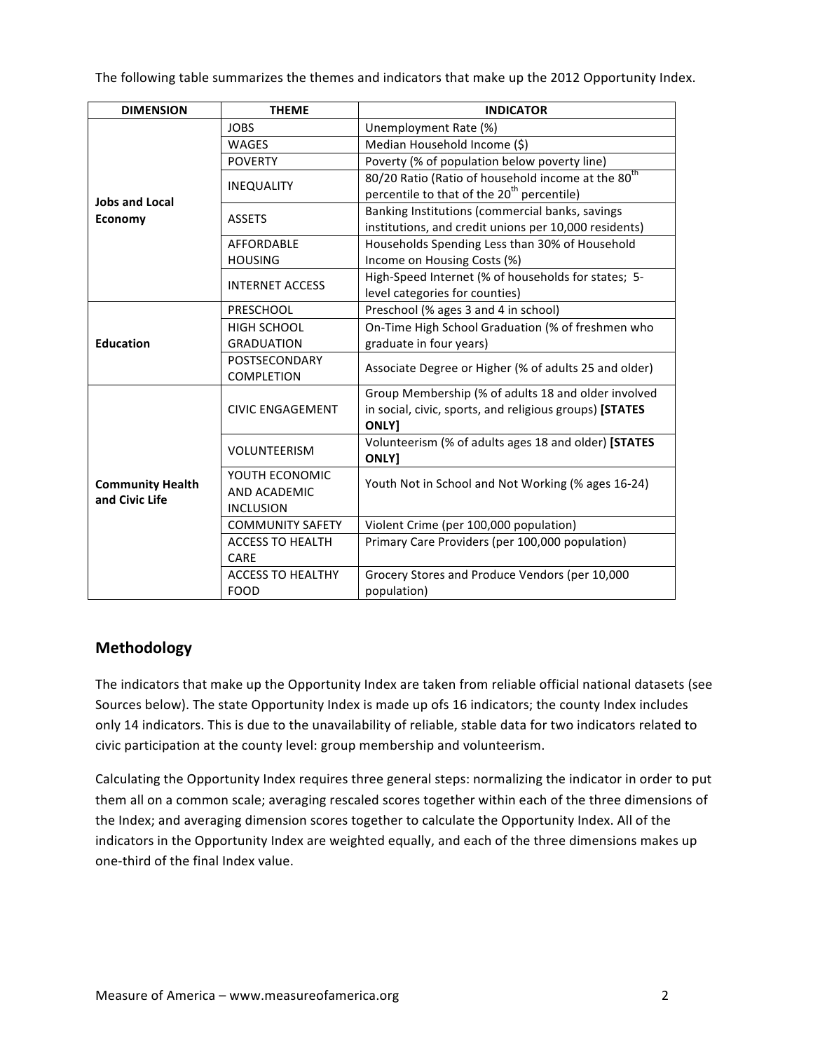The following table summarizes the themes and indicators that make up the 2012 Opportunity Index.

| DIMENSION | THEME | INDICATOR |
|---|---|---|
| **Jobs and Local Economy** | JOBS | Unemployment Rate (%) |
| | WAGES | Median Household Income ($) |
| | POVERTY | Poverty (% of population below poverty line) |
| | INEQUALITY | 80/20 Ratio (Ratio of household income at the 80th percentile to that of the 20th percentile) |
| | ASSETS | Banking Institutions (commercial banks, savings institutions, and credit unions per 10,000 residents) |
| | AFFORDABLE HOUSING | Households Spending Less than 30% of Household Income on Housing Costs (%) |
| | INTERNET ACCESS | High-Speed Internet (% of households for states; 5-level categories for counties) |
| **Education** | PRESCHOOL | Preschool (% ages 3 and 4 in school) |
| | HIGH SCHOOL GRADUATION | On-Time High School Graduation (% of freshmen who graduate in four years) |
| | POSTSECONDARY COMPLETION | Associate Degree or Higher (% of adults 25 and older) |
| **Community Health and Civic Life** | CIVIC ENGAGEMENT | Group Membership (% of adults 18 and older involved in social, civic, sports, and religious groups) **[STATES ONLY]** |
| | VOLUNTEERISM | Volunteerism (% of adults ages 18 and older) **[STATES ONLY]** |
| | YOUTH ECONOMIC AND ACADEMIC INCLUSION | Youth Not in School and Not Working (% ages 16-24) |
| | COMMUNITY SAFETY | Violent Crime (per 100,000 population) |
| | ACCESS TO HEALTH CARE | Primary Care Providers (per 100,000 population) |
| | ACCESS TO HEALTHY FOOD | Grocery Stores and Produce Vendors (per 10,000 population) |

## Methodology

The indicators that make up the Opportunity Index are taken from reliable official national datasets (see Sources below). The state Opportunity Index is made up ofs 16 indicators; the county Index includes only 14 indicators. This is due to the unavailability of reliable, stable data for two indicators related to civic participation at the county level: group membership and volunteerism.

Calculating the Opportunity Index requires three general steps: normalizing the indicator in order to put them all on a common scale; averaging rescaled scores together within each of the three dimensions of the Index; and averaging dimension scores together to calculate the Opportunity Index. All of the indicators in the Opportunity Index are weighted equally, and each of the three dimensions makes up one-third of the final Index value.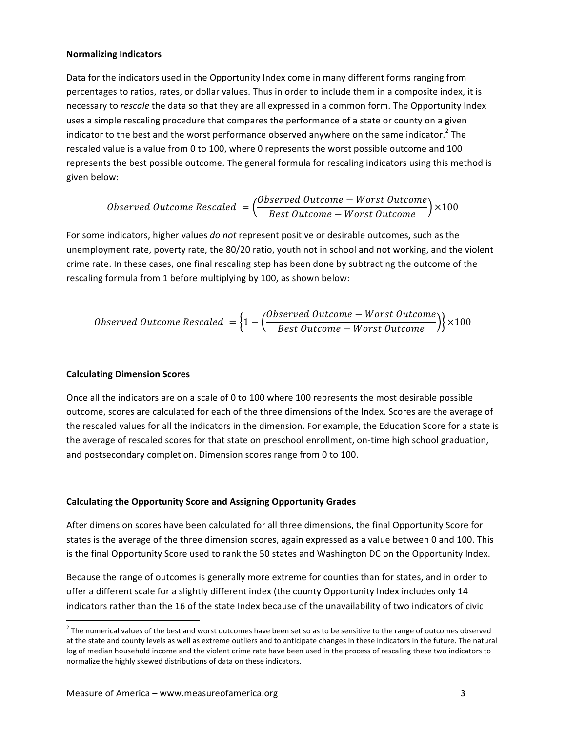**Normalizing Indicators**

Data for the indicators used in the Opportunity Index come in many different forms ranging from percentages to ratios, rates, or dollar values. Thus in order to include them in a composite index, it is necessary to *rescale* the data so that they are all expressed in a common form. The Opportunity Index uses a simple rescaling procedure that compares the performance of a state or county on a given indicator to the best and the worst performance observed anywhere on the same indicator.[2] The rescaled value is a value from 0 to 100, where 0 represents the worst possible outcome and 100 represents the best possible outcome. The general formula for rescaling indicators using this method is given below:

$$Observed\ Outcome\ Rescaled\ = \left(\frac{Observed\ Outcome - Worst\ Outcome}{Best\ Outcome - Worst\ Outcome}\right) \times 100$$

For some indicators, higher values *do not* represent positive or desirable outcomes, such as the unemployment rate, poverty rate, the 80/20 ratio, youth not in school and not working, and the violent crime rate. In these cases, one final rescaling step has been done by subtracting the outcome of the rescaling formula from 1 before multiplying by 100, as shown below:

$$Observed\ Outcome\ Rescaled\ = \left\{1 - \left(\frac{Observed\ Outcome - Worst\ Outcome}{Best\ Outcome - Worst\ Outcome}\right)\right\} \times 100$$

**Calculating Dimension Scores**

Once all the indicators are on a scale of 0 to 100 where 100 represents the most desirable possible outcome, scores are calculated for each of the three dimensions of the Index. Scores are the average of the rescaled values for all the indicators in the dimension. For example, the Education Score for a state is the average of rescaled scores for that state on preschool enrollment, on-time high school graduation, and postsecondary completion. Dimension scores range from 0 to 100.

**Calculating the Opportunity Score and Assigning Opportunity Grades**

After dimension scores have been calculated for all three dimensions, the final Opportunity Score for states is the average of the three dimension scores, again expressed as a value between 0 and 100. This is the final Opportunity Score used to rank the 50 states and Washington DC on the Opportunity Index.

Because the range of outcomes is generally more extreme for counties than for states, and in order to offer a different scale for a slightly different index (the county Opportunity Index includes only 14 indicators rather than the 16 of the state Index because of the unavailability of two indicators of civic

[2] The numerical values of the best and worst outcomes have been set so as to be sensitive to the range of outcomes observed at the state and county levels as well as extreme outliers and to anticipate changes in these indicators in the future. The natural log of median household income and the violent crime rate have been used in the process of rescaling these two indicators to normalize the highly skewed distributions of data on these indicators.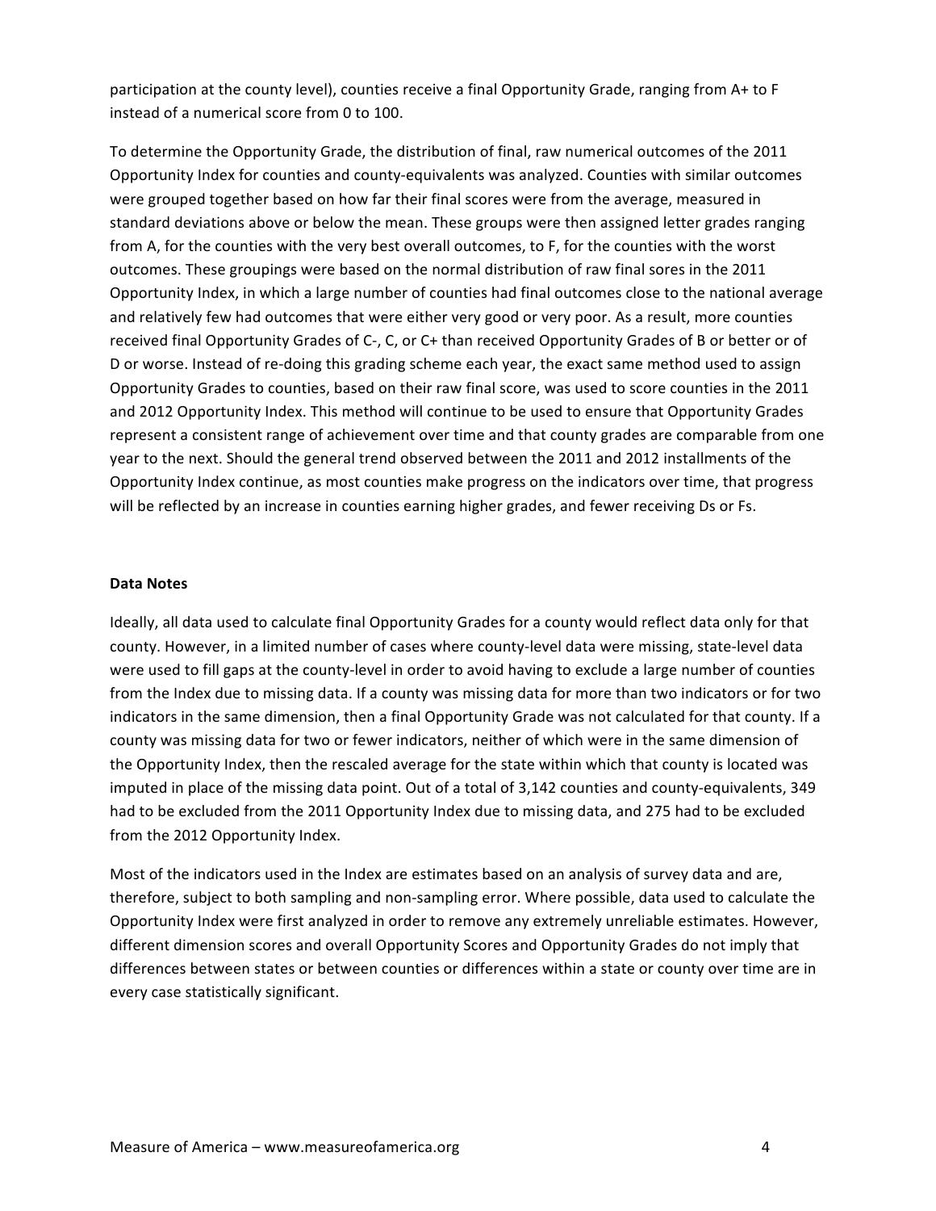participation at the county level), counties receive a final Opportunity Grade, ranging from A+ to F instead of a numerical score from 0 to 100.

To determine the Opportunity Grade, the distribution of final, raw numerical outcomes of the 2011 Opportunity Index for counties and county-equivalents was analyzed. Counties with similar outcomes were grouped together based on how far their final scores were from the average, measured in standard deviations above or below the mean. These groups were then assigned letter grades ranging from A, for the counties with the very best overall outcomes, to F, for the counties with the worst outcomes. These groupings were based on the normal distribution of raw final sores in the 2011 Opportunity Index, in which a large number of counties had final outcomes close to the national average and relatively few had outcomes that were either very good or very poor. As a result, more counties received final Opportunity Grades of C-, C, or C+ than received Opportunity Grades of B or better or of D or worse. Instead of re-doing this grading scheme each year, the exact same method used to assign Opportunity Grades to counties, based on their raw final score, was used to score counties in the 2011 and 2012 Opportunity Index. This method will continue to be used to ensure that Opportunity Grades represent a consistent range of achievement over time and that county grades are comparable from one year to the next. Should the general trend observed between the 2011 and 2012 installments of the Opportunity Index continue, as most counties make progress on the indicators over time, that progress will be reflected by an increase in counties earning higher grades, and fewer receiving Ds or Fs.

**Data Notes**

Ideally, all data used to calculate final Opportunity Grades for a county would reflect data only for that county. However, in a limited number of cases where county-level data were missing, state-level data were used to fill gaps at the county-level in order to avoid having to exclude a large number of counties from the Index due to missing data. If a county was missing data for more than two indicators or for two indicators in the same dimension, then a final Opportunity Grade was not calculated for that county. If a county was missing data for two or fewer indicators, neither of which were in the same dimension of the Opportunity Index, then the rescaled average for the state within which that county is located was imputed in place of the missing data point. Out of a total of 3,142 counties and county-equivalents, 349 had to be excluded from the 2011 Opportunity Index due to missing data, and 275 had to be excluded from the 2012 Opportunity Index.

Most of the indicators used in the Index are estimates based on an analysis of survey data and are, therefore, subject to both sampling and non-sampling error. Where possible, data used to calculate the Opportunity Index were first analyzed in order to remove any extremely unreliable estimates. However, different dimension scores and overall Opportunity Scores and Opportunity Grades do not imply that differences between states or between counties or differences within a state or county over time are in every case statistically significant.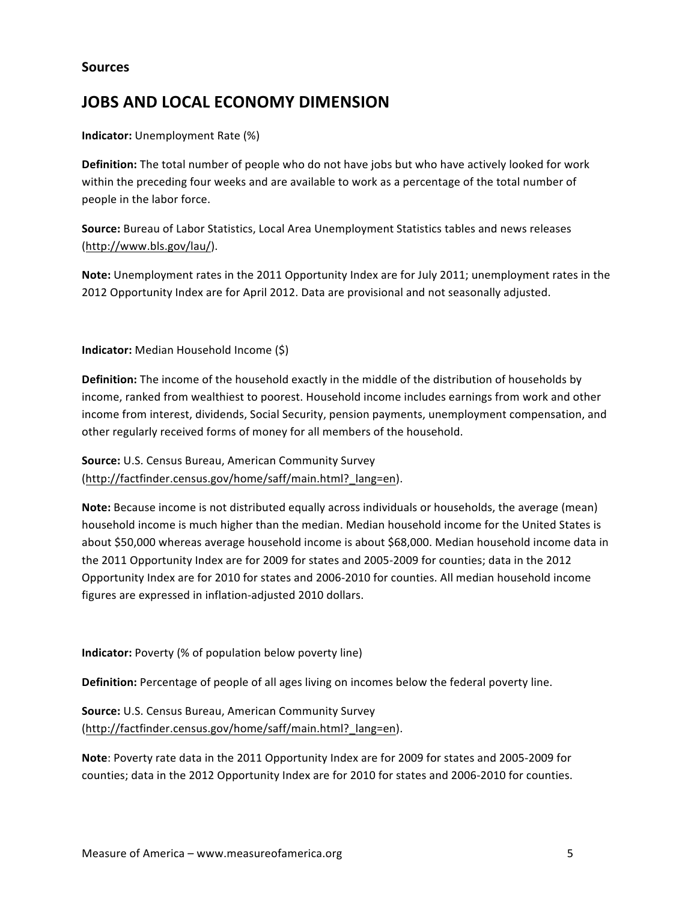**Sources**

## JOBS AND LOCAL ECONOMY DIMENSION

**Indicator:** Unemployment Rate (%)

**Definition:** The total number of people who do not have jobs but who have actively looked for work within the preceding four weeks and are available to work as a percentage of the total number of people in the labor force.

**Source:** Bureau of Labor Statistics, Local Area Unemployment Statistics tables and news releases (http://www.bls.gov/lau/).

**Note:** Unemployment rates in the 2011 Opportunity Index are for July 2011; unemployment rates in the 2012 Opportunity Index are for April 2012. Data are provisional and not seasonally adjusted.

**Indicator:** Median Household Income ($)

**Definition:** The income of the household exactly in the middle of the distribution of households by income, ranked from wealthiest to poorest. Household income includes earnings from work and other income from interest, dividends, Social Security, pension payments, unemployment compensation, and other regularly received forms of money for all members of the household.

**Source:** U.S. Census Bureau, American Community Survey (http://factfinder.census.gov/home/saff/main.html?_lang=en).

**Note:** Because income is not distributed equally across individuals or households, the average (mean) household income is much higher than the median. Median household income for the United States is about $50,000 whereas average household income is about $68,000. Median household income data in the 2011 Opportunity Index are for 2009 for states and 2005-2009 for counties; data in the 2012 Opportunity Index are for 2010 for states and 2006-2010 for counties. All median household income figures are expressed in inflation-adjusted 2010 dollars.

**Indicator:** Poverty (% of population below poverty line)

**Definition:** Percentage of people of all ages living on incomes below the federal poverty line.

**Source:** U.S. Census Bureau, American Community Survey (http://factfinder.census.gov/home/saff/main.html?_lang=en).

**Note**: Poverty rate data in the 2011 Opportunity Index are for 2009 for states and 2005-2009 for counties; data in the 2012 Opportunity Index are for 2010 for states and 2006-2010 for counties.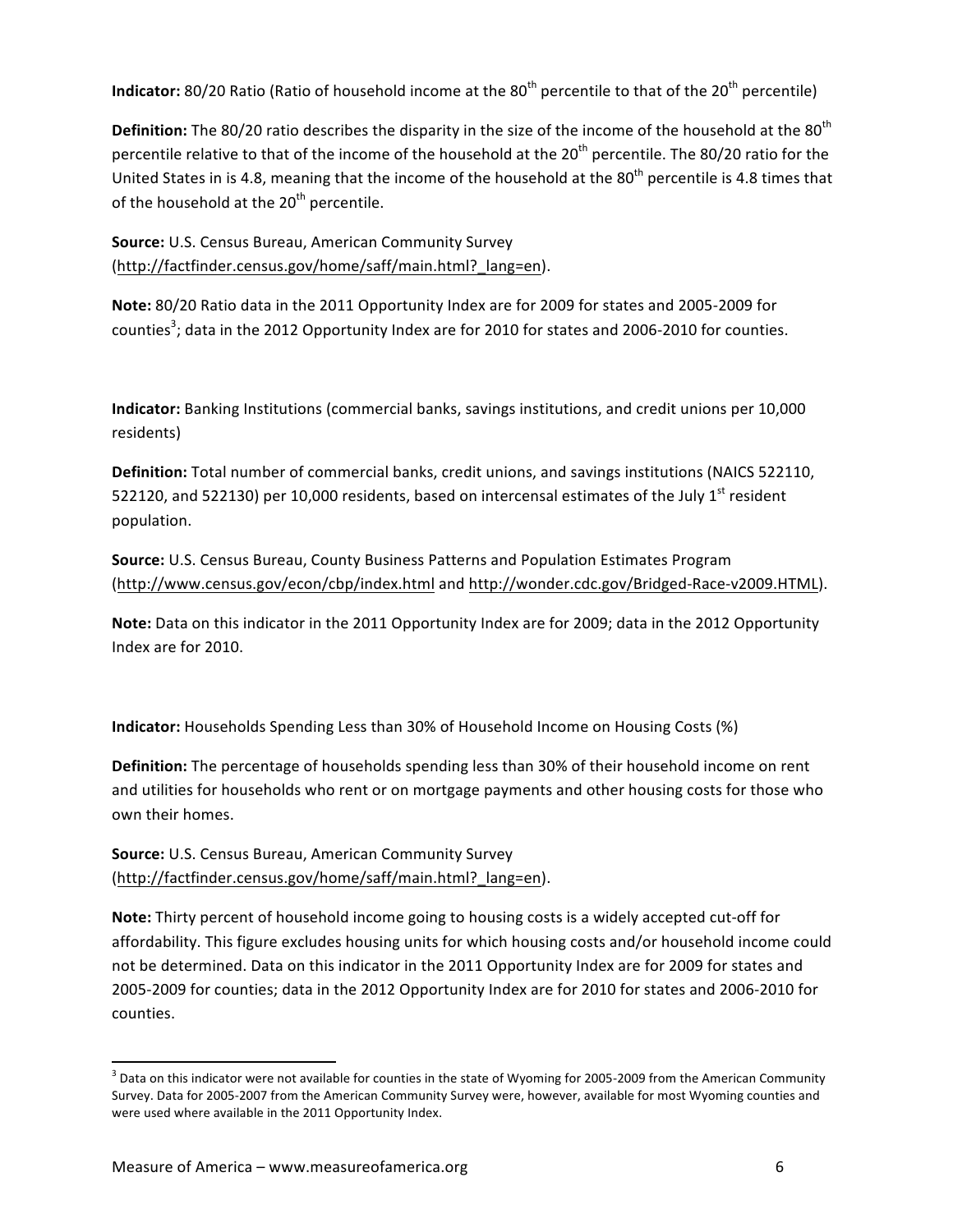**Indicator:** 80/20 Ratio (Ratio of household income at the $80^{th}$ percentile to that of the $20^{th}$ percentile)

**Definition:** The 80/20 ratio describes the disparity in the size of the income of the household at the $80^{th}$ percentile relative to that of the income of the household at the $20^{th}$ percentile. The 80/20 ratio for the United States in is 4.8, meaning that the income of the household at the $80^{th}$ percentile is 4.8 times that of the household at the $20^{th}$ percentile.

**Source:** U.S. Census Bureau, American Community Survey (http://factfinder.census.gov/home/saff/main.html?_lang=en).

**Note:** 80/20 Ratio data in the 2011 Opportunity Index are for 2009 for states and 2005-2009 for counties[3]; data in the 2012 Opportunity Index are for 2010 for states and 2006-2010 for counties.

**Indicator:** Banking Institutions (commercial banks, savings institutions, and credit unions per 10,000 residents)

**Definition:** Total number of commercial banks, credit unions, and savings institutions (NAICS 522110, 522120, and 522130) per 10,000 residents, based on intercensal estimates of the July $1^{st}$ resident population.

**Source:** U.S. Census Bureau, County Business Patterns and Population Estimates Program (http://www.census.gov/econ/cbp/index.html and http://wonder.cdc.gov/Bridged-Race-v2009.HTML).

**Note:** Data on this indicator in the 2011 Opportunity Index are for 2009; data in the 2012 Opportunity Index are for 2010.

**Indicator:** Households Spending Less than 30% of Household Income on Housing Costs (%)

**Definition:** The percentage of households spending less than 30% of their household income on rent and utilities for households who rent or on mortgage payments and other housing costs for those who own their homes.

**Source:** U.S. Census Bureau, American Community Survey (http://factfinder.census.gov/home/saff/main.html?_lang=en).

**Note:** Thirty percent of household income going to housing costs is a widely accepted cut-off for affordability. This figure excludes housing units for which housing costs and/or household income could not be determined. Data on this indicator in the 2011 Opportunity Index are for 2009 for states and 2005-2009 for counties; data in the 2012 Opportunity Index are for 2010 for states and 2006-2010 for counties.

---

[3] Data on this indicator were not available for counties in the state of Wyoming for 2005-2009 from the American Community Survey. Data for 2005-2007 from the American Community Survey were, however, available for most Wyoming counties and were used where available in the 2011 Opportunity Index.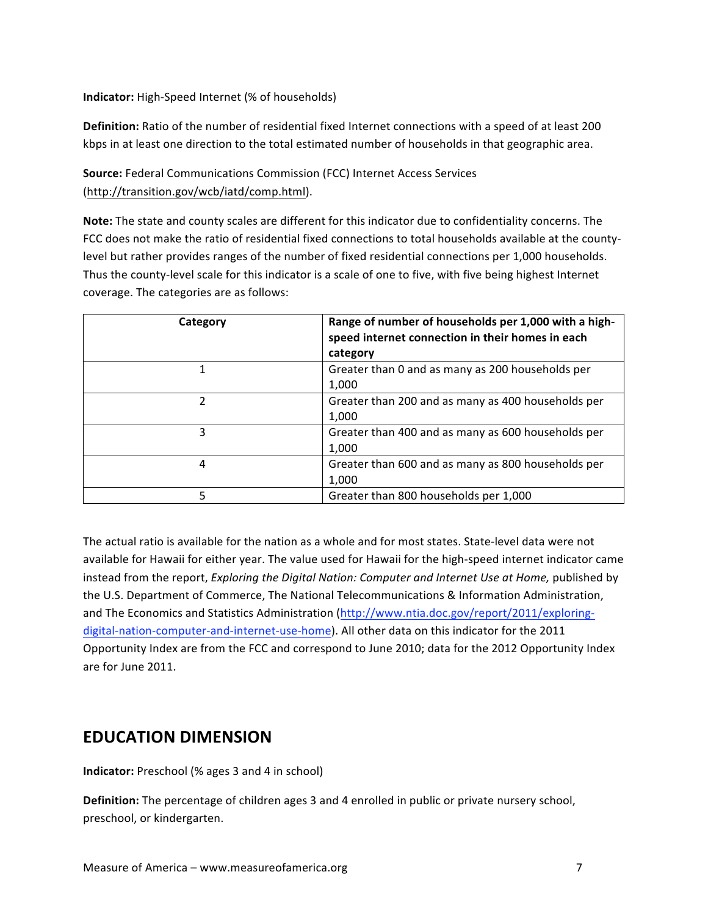**Indicator:** High-Speed Internet (% of households)

**Definition:** Ratio of the number of residential fixed Internet connections with a speed of at least 200 kbps in at least one direction to the total estimated number of households in that geographic area.

**Source:** Federal Communications Commission (FCC) Internet Access Services (http://transition.gov/wcb/iatd/comp.html).

**Note:** The state and county scales are different for this indicator due to confidentiality concerns. The FCC does not make the ratio of residential fixed connections to total households available at the county-level but rather provides ranges of the number of fixed residential connections per 1,000 households. Thus the county-level scale for this indicator is a scale of one to five, with five being highest Internet coverage. The categories are as follows:

| Category | Range of number of households per 1,000 with a high-speed internet connection in their homes in each category |
|---|---|
| 1 | Greater than 0 and as many as 200 households per 1,000 |
| 2 | Greater than 200 and as many as 400 households per 1,000 |
| 3 | Greater than 400 and as many as 600 households per 1,000 |
| 4 | Greater than 600 and as many as 800 households per 1,000 |
| 5 | Greater than 800 households per 1,000 |

The actual ratio is available for the nation as a whole and for most states. State-level data were not available for Hawaii for either year. The value used for Hawaii for the high-speed internet indicator came instead from the report, *Exploring the Digital Nation: Computer and Internet Use at Home,* published by the U.S. Department of Commerce, The National Telecommunications & Information Administration, and The Economics and Statistics Administration (http://www.ntia.doc.gov/report/2011/exploring-digital-nation-computer-and-internet-use-home). All other data on this indicator for the 2011 Opportunity Index are from the FCC and correspond to June 2010; data for the 2012 Opportunity Index are for June 2011.

## EDUCATION DIMENSION

**Indicator:** Preschool (% ages 3 and 4 in school)

**Definition:** The percentage of children ages 3 and 4 enrolled in public or private nursery school, preschool, or kindergarten.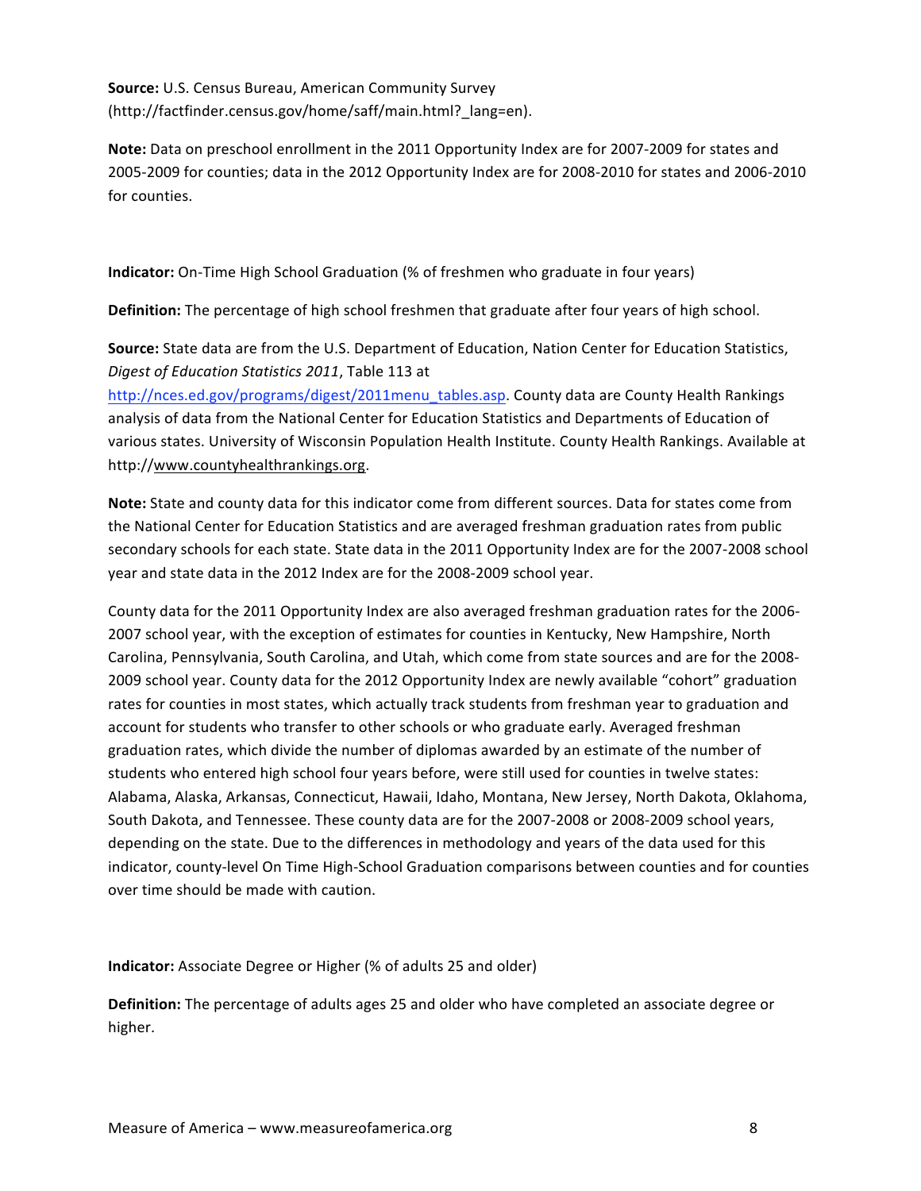**Source:** U.S. Census Bureau, American Community Survey (http://factfinder.census.gov/home/saff/main.html?_lang=en).

**Note:** Data on preschool enrollment in the 2011 Opportunity Index are for 2007-2009 for states and 2005-2009 for counties; data in the 2012 Opportunity Index are for 2008-2010 for states and 2006-2010 for counties.

**Indicator:** On-Time High School Graduation (% of freshmen who graduate in four years)

**Definition:** The percentage of high school freshmen that graduate after four years of high school.

**Source:** State data are from the U.S. Department of Education, Nation Center for Education Statistics, *Digest of Education Statistics 2011*, Table 113 at http://nces.ed.gov/programs/digest/2011menu_tables.asp. County data are County Health Rankings analysis of data from the National Center for Education Statistics and Departments of Education of various states. University of Wisconsin Population Health Institute. County Health Rankings. Available at http://www.countyhealthrankings.org.

**Note:** State and county data for this indicator come from different sources. Data for states come from the National Center for Education Statistics and are averaged freshman graduation rates from public secondary schools for each state. State data in the 2011 Opportunity Index are for the 2007-2008 school year and state data in the 2012 Index are for the 2008-2009 school year.

County data for the 2011 Opportunity Index are also averaged freshman graduation rates for the 2006-2007 school year, with the exception of estimates for counties in Kentucky, New Hampshire, North Carolina, Pennsylvania, South Carolina, and Utah, which come from state sources and are for the 2008-2009 school year. County data for the 2012 Opportunity Index are newly available "cohort" graduation rates for counties in most states, which actually track students from freshman year to graduation and account for students who transfer to other schools or who graduate early. Averaged freshman graduation rates, which divide the number of diplomas awarded by an estimate of the number of students who entered high school four years before, were still used for counties in twelve states: Alabama, Alaska, Arkansas, Connecticut, Hawaii, Idaho, Montana, New Jersey, North Dakota, Oklahoma, South Dakota, and Tennessee. These county data are for the 2007-2008 or 2008-2009 school years, depending on the state. Due to the differences in methodology and years of the data used for this indicator, county-level On Time High-School Graduation comparisons between counties and for counties over time should be made with caution.

**Indicator:** Associate Degree or Higher (% of adults 25 and older)

**Definition:** The percentage of adults ages 25 and older who have completed an associate degree or higher.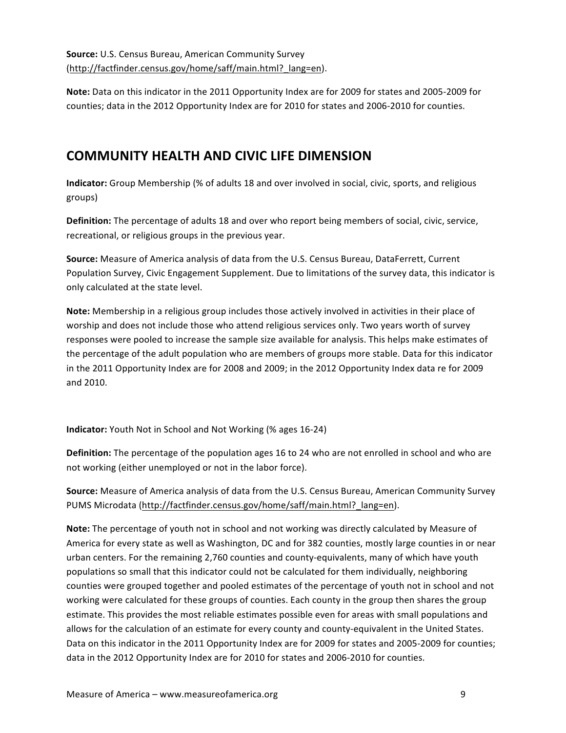**Source:** U.S. Census Bureau, American Community Survey (http://factfinder.census.gov/home/saff/main.html?_lang=en).

**Note:** Data on this indicator in the 2011 Opportunity Index are for 2009 for states and 2005-2009 for counties; data in the 2012 Opportunity Index are for 2010 for states and 2006-2010 for counties.

## COMMUNITY HEALTH AND CIVIC LIFE DIMENSION

**Indicator:** Group Membership (% of adults 18 and over involved in social, civic, sports, and religious groups)

**Definition:** The percentage of adults 18 and over who report being members of social, civic, service, recreational, or religious groups in the previous year.

**Source:** Measure of America analysis of data from the U.S. Census Bureau, DataFerrett, Current Population Survey, Civic Engagement Supplement. Due to limitations of the survey data, this indicator is only calculated at the state level.

**Note:** Membership in a religious group includes those actively involved in activities in their place of worship and does not include those who attend religious services only. Two years worth of survey responses were pooled to increase the sample size available for analysis. This helps make estimates of the percentage of the adult population who are members of groups more stable. Data for this indicator in the 2011 Opportunity Index are for 2008 and 2009; in the 2012 Opportunity Index data re for 2009 and 2010.

**Indicator:** Youth Not in School and Not Working (% ages 16-24)

**Definition:** The percentage of the population ages 16 to 24 who are not enrolled in school and who are not working (either unemployed or not in the labor force).

**Source:** Measure of America analysis of data from the U.S. Census Bureau, American Community Survey PUMS Microdata (http://factfinder.census.gov/home/saff/main.html?_lang=en).

**Note:** The percentage of youth not in school and not working was directly calculated by Measure of America for every state as well as Washington, DC and for 382 counties, mostly large counties in or near urban centers. For the remaining 2,760 counties and county-equivalents, many of which have youth populations so small that this indicator could not be calculated for them individually, neighboring counties were grouped together and pooled estimates of the percentage of youth not in school and not working were calculated for these groups of counties. Each county in the group then shares the group estimate. This provides the most reliable estimates possible even for areas with small populations and allows for the calculation of an estimate for every county and county-equivalent in the United States. Data on this indicator in the 2011 Opportunity Index are for 2009 for states and 2005-2009 for counties; data in the 2012 Opportunity Index are for 2010 for states and 2006-2010 for counties.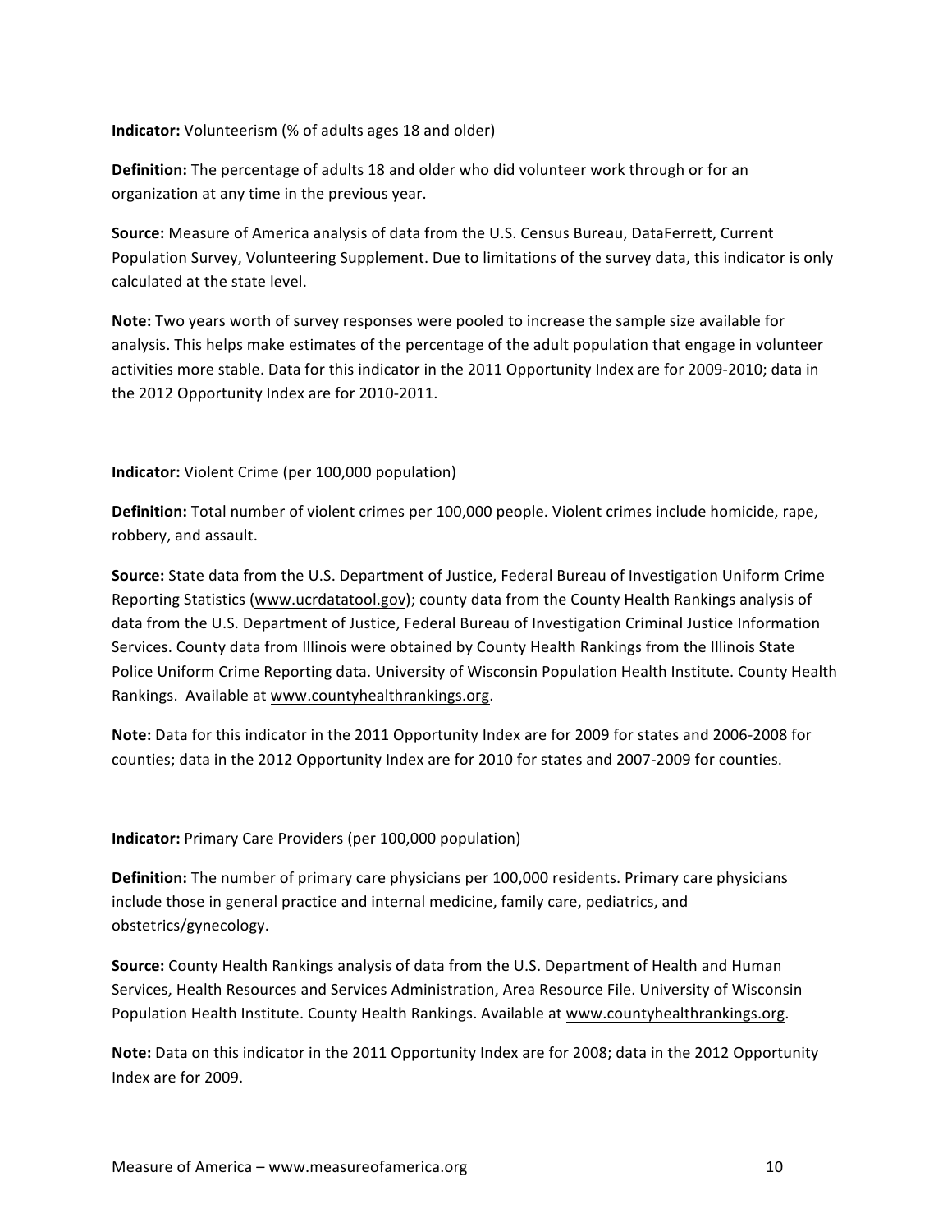**Indicator:** Volunteerism (% of adults ages 18 and older)

**Definition:** The percentage of adults 18 and older who did volunteer work through or for an organization at any time in the previous year.

**Source:** Measure of America analysis of data from the U.S. Census Bureau, DataFerrett, Current Population Survey, Volunteering Supplement. Due to limitations of the survey data, this indicator is only calculated at the state level.

**Note:** Two years worth of survey responses were pooled to increase the sample size available for analysis. This helps make estimates of the percentage of the adult population that engage in volunteer activities more stable. Data for this indicator in the 2011 Opportunity Index are for 2009-2010; data in the 2012 Opportunity Index are for 2010-2011.

**Indicator:** Violent Crime (per 100,000 population)

**Definition:** Total number of violent crimes per 100,000 people. Violent crimes include homicide, rape, robbery, and assault.

**Source:** State data from the U.S. Department of Justice, Federal Bureau of Investigation Uniform Crime Reporting Statistics (www.ucrdatatool.gov); county data from the County Health Rankings analysis of data from the U.S. Department of Justice, Federal Bureau of Investigation Criminal Justice Information Services. County data from Illinois were obtained by County Health Rankings from the Illinois State Police Uniform Crime Reporting data. University of Wisconsin Population Health Institute. County Health Rankings. Available at www.countyhealthrankings.org.

**Note:** Data for this indicator in the 2011 Opportunity Index are for 2009 for states and 2006-2008 for counties; data in the 2012 Opportunity Index are for 2010 for states and 2007-2009 for counties.

**Indicator:** Primary Care Providers (per 100,000 population)

**Definition:** The number of primary care physicians per 100,000 residents. Primary care physicians include those in general practice and internal medicine, family care, pediatrics, and obstetrics/gynecology.

**Source:** County Health Rankings analysis of data from the U.S. Department of Health and Human Services, Health Resources and Services Administration, Area Resource File. University of Wisconsin Population Health Institute. County Health Rankings. Available at www.countyhealthrankings.org.

**Note:** Data on this indicator in the 2011 Opportunity Index are for 2008; data in the 2012 Opportunity Index are for 2009.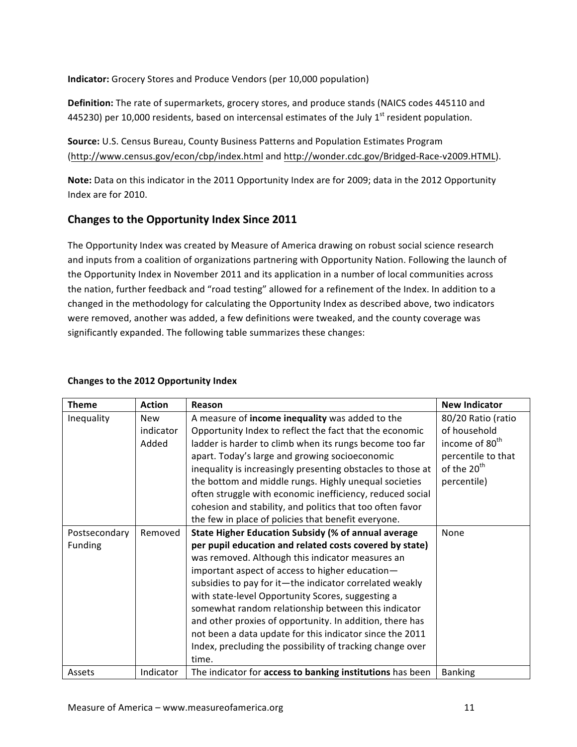**Indicator:** Grocery Stores and Produce Vendors (per 10,000 population)

**Definition:** The rate of supermarkets, grocery stores, and produce stands (NAICS codes 445110 and 445230) per 10,000 residents, based on intercensal estimates of the July 1st resident population.

**Source:** U.S. Census Bureau, County Business Patterns and Population Estimates Program (http://www.census.gov/econ/cbp/index.html and http://wonder.cdc.gov/Bridged-Race-v2009.HTML).

**Note:** Data on this indicator in the 2011 Opportunity Index are for 2009; data in the 2012 Opportunity Index are for 2010.

## Changes to the Opportunity Index Since 2011

The Opportunity Index was created by Measure of America drawing on robust social science research and inputs from a coalition of organizations partnering with Opportunity Nation. Following the launch of the Opportunity Index in November 2011 and its application in a number of local communities across the nation, further feedback and "road testing" allowed for a refinement of the Index. In addition to a changed in the methodology for calculating the Opportunity Index as described above, two indicators were removed, another was added, a few definitions were tweaked, and the county coverage was significantly expanded. The following table summarizes these changes:

**Changes to the 2012 Opportunity Index**

| Theme | Action | Reason | New Indicator |
|---|---|---|---|
| Inequality | New indicator Added | A measure of **income inequality** was added to the Opportunity Index to reflect the fact that the economic ladder is harder to climb when its rungs become too far apart. Today's large and growing socioeconomic inequality is increasingly presenting obstacles to those at the bottom and middle rungs. Highly unequal societies often struggle with economic inefficiency, reduced social cohesion and stability, and politics that too often favor the few in place of policies that benefit everyone. | 80/20 Ratio (ratio of household income of 80th percentile to that of the 20th percentile) |
| Postsecondary Funding | Removed | **State Higher Education Subsidy (% of annual average per pupil education and related costs covered by state)** was removed. Although this indicator measures an important aspect of access to higher education—subsidies to pay for it—the indicator correlated weakly with state-level Opportunity Scores, suggesting a somewhat random relationship between this indicator and other proxies of opportunity. In addition, there has not been a data update for this indicator since the 2011 Index, precluding the possibility of tracking change over time. | None |
| Assets | Indicator | The indicator for **access to banking institutions** has been | Banking |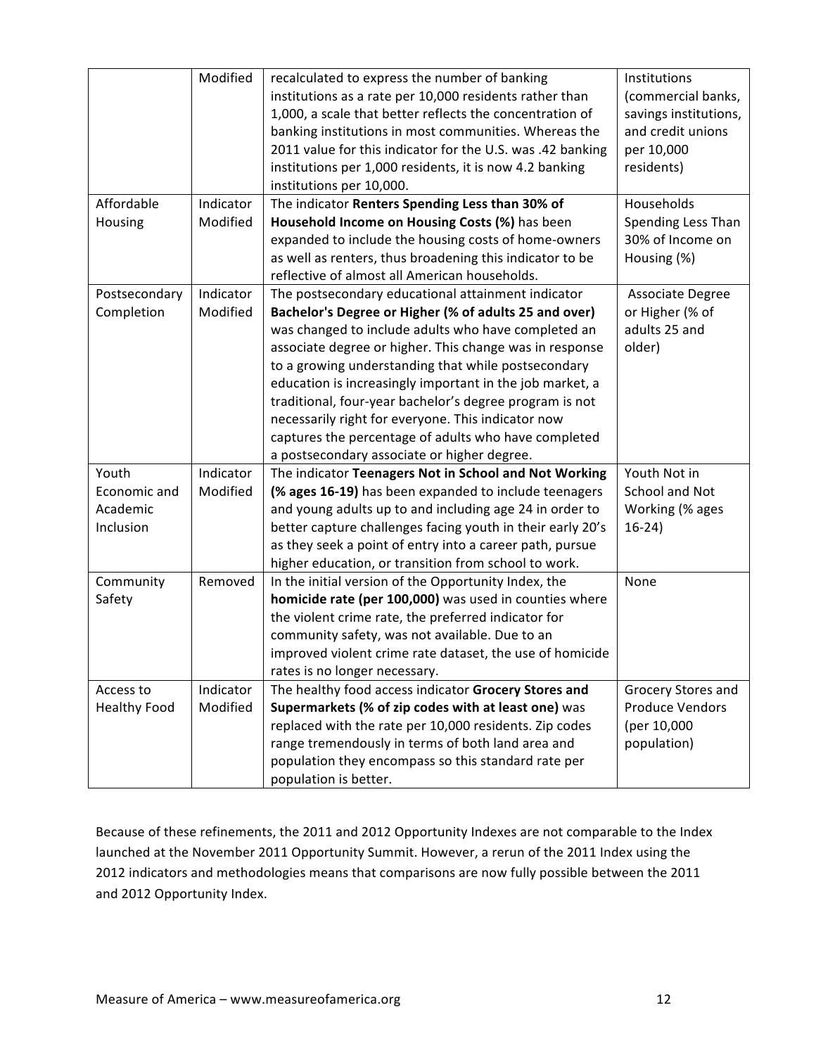| | | | |
|---|---|---|---|
| | Modified | recalculated to express the number of banking institutions as a rate per 10,000 residents rather than 1,000, a scale that better reflects the concentration of banking institutions in most communities. Whereas the 2011 value for this indicator for the U.S. was .42 banking institutions per 1,000 residents, it is now 4.2 banking institutions per 10,000. | Institutions (commercial banks, savings institutions, and credit unions per 10,000 residents) |
| Affordable Housing | Indicator Modified | The indicator **Renters Spending Less than 30% of Household Income on Housing Costs (%)** has been expanded to include the housing costs of home-owners as well as renters, thus broadening this indicator to be reflective of almost all American households. | Households Spending Less Than 30% of Income on Housing (%) |
| Postsecondary Completion | Indicator Modified | The postsecondary educational attainment indicator **Bachelor's Degree or Higher (% of adults 25 and over)** was changed to include adults who have completed an associate degree or higher. This change was in response to a growing understanding that while postsecondary education is increasingly important in the job market, a traditional, four-year bachelor's degree program is not necessarily right for everyone. This indicator now captures the percentage of adults who have completed a postsecondary associate or higher degree. | Associate Degree or Higher (% of adults 25 and older) |
| Youth Economic and Academic Inclusion | Indicator Modified | The indicator **Teenagers Not in School and Not Working (% ages 16-19)** has been expanded to include teenagers and young adults up to and including age 24 in order to better capture challenges facing youth in their early 20's as they seek a point of entry into a career path, pursue higher education, or transition from school to work. | Youth Not in School and Not Working (% ages 16-24) |
| Community Safety | Removed | In the initial version of the Opportunity Index, the **homicide rate (per 100,000)** was used in counties where the violent crime rate, the preferred indicator for community safety, was not available. Due to an improved violent crime rate dataset, the use of homicide rates is no longer necessary. | None |
| Access to Healthy Food | Indicator Modified | The healthy food access indicator **Grocery Stores and Supermarkets (% of zip codes with at least one)** was replaced with the rate per 10,000 residents. Zip codes range tremendously in terms of both land area and population they encompass so this standard rate per population is better. | Grocery Stores and Produce Vendors (per 10,000 population) |

Because of these refinements, the 2011 and 2012 Opportunity Indexes are not comparable to the Index launched at the November 2011 Opportunity Summit. However, a rerun of the 2011 Index using the 2012 indicators and methodologies means that comparisons are now fully possible between the 2011 and 2012 Opportunity Index.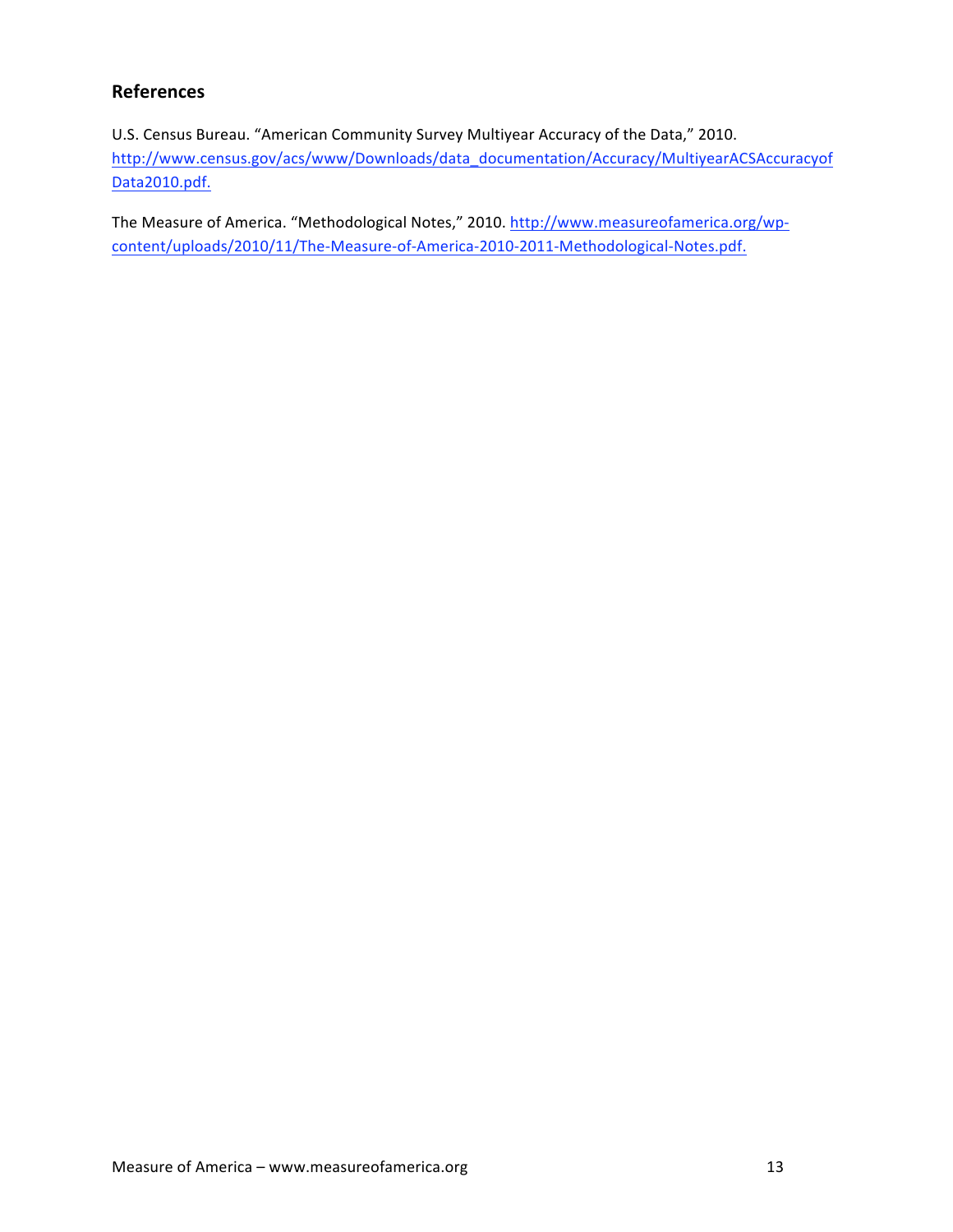## References

U.S. Census Bureau. "American Community Survey Multiyear Accuracy of the Data," 2010. http://www.census.gov/acs/www/Downloads/data_documentation/Accuracy/MultiyearACSAccuracyofData2010.pdf.

The Measure of America. "Methodological Notes," 2010. http://www.measureofamerica.org/wp-content/uploads/2010/11/The-Measure-of-America-2010-2011-Methodological-Notes.pdf.